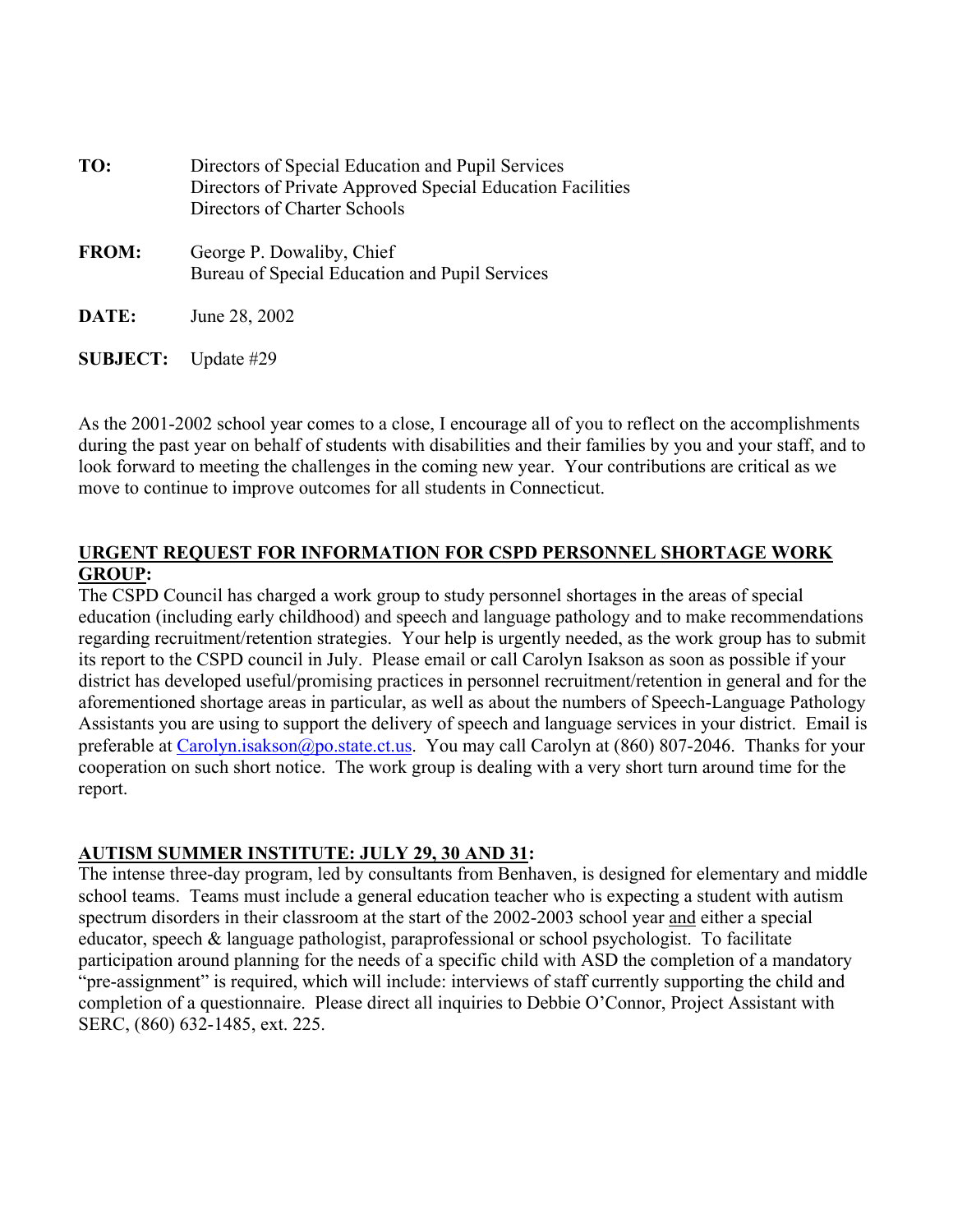**TO:** Directors of Special Education and Pupil Services
Directors of Private Approved Special Education Facilities
Directors of Charter Schools

**FROM:** George P. Dowaliby, Chief
Bureau of Special Education and Pupil Services

**DATE:** June 28, 2002

**SUBJECT:** Update #29

As the 2001-2002 school year comes to a close, I encourage all of you to reflect on the accomplishments during the past year on behalf of students with disabilities and their families by you and your staff, and to look forward to meeting the challenges in the coming new year. Your contributions are critical as we move to continue to improve outcomes for all students in Connecticut.

## URGENT REQUEST FOR INFORMATION FOR CSPD PERSONNEL SHORTAGE WORK GROUP:

The CSPD Council has charged a work group to study personnel shortages in the areas of special education (including early childhood) and speech and language pathology and to make recommendations regarding recruitment/retention strategies. Your help is urgently needed, as the work group has to submit its report to the CSPD council in July. Please email or call Carolyn Isakson as soon as possible if your district has developed useful/promising practices in personnel recruitment/retention in general and for the aforementioned shortage areas in particular, as well as about the numbers of Speech-Language Pathology Assistants you are using to support the delivery of speech and language services in your district. Email is preferable at Carolyn.isakson@po.state.ct.us. You may call Carolyn at (860) 807-2046. Thanks for your cooperation on such short notice. The work group is dealing with a very short turn around time for the report.

## AUTISM SUMMER INSTITUTE: JULY 29, 30 AND 31:

The intense three-day program, led by consultants from Benhaven, is designed for elementary and middle school teams. Teams must include a general education teacher who is expecting a student with autism spectrum disorders in their classroom at the start of the 2002-2003 school year and either a special educator, speech & language pathologist, paraprofessional or school psychologist. To facilitate participation around planning for the needs of a specific child with ASD the completion of a mandatory "pre-assignment" is required, which will include: interviews of staff currently supporting the child and completion of a questionnaire. Please direct all inquiries to Debbie O'Connor, Project Assistant with SERC, (860) 632-1485, ext. 225.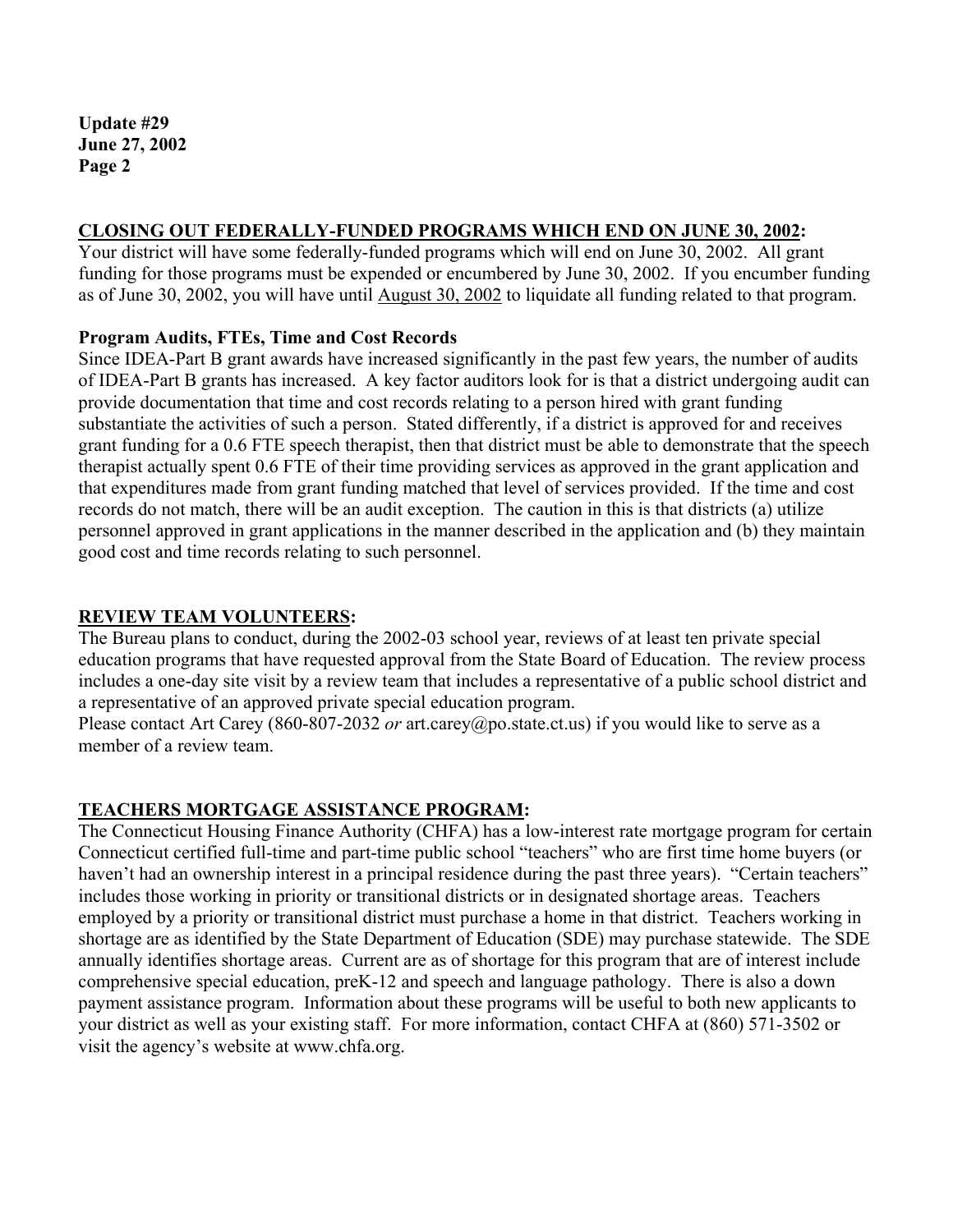## CLOSING OUT FEDERALLY-FUNDED PROGRAMS WHICH END ON JUNE 30, 2002:

Your district will have some federally-funded programs which will end on June 30, 2002. All grant funding for those programs must be expended or encumbered by June 30, 2002. If you encumber funding as of June 30, 2002, you will have until August 30, 2002 to liquidate all funding related to that program.

### Program Audits, FTEs, Time and Cost Records

Since IDEA-Part B grant awards have increased significantly in the past few years, the number of audits of IDEA-Part B grants has increased. A key factor auditors look for is that a district undergoing audit can provide documentation that time and cost records relating to a person hired with grant funding substantiate the activities of such a person. Stated differently, if a district is approved for and receives grant funding for a 0.6 FTE speech therapist, then that district must be able to demonstrate that the speech therapist actually spent 0.6 FTE of their time providing services as approved in the grant application and that expenditures made from grant funding matched that level of services provided. If the time and cost records do not match, there will be an audit exception. The caution in this is that districts (a) utilize personnel approved in grant applications in the manner described in the application and (b) they maintain good cost and time records relating to such personnel.

## REVIEW TEAM VOLUNTEERS:

The Bureau plans to conduct, during the 2002-03 school year, reviews of at least ten private special education programs that have requested approval from the State Board of Education. The review process includes a one-day site visit by a review team that includes a representative of a public school district and a representative of an approved private special education program.

Please contact Art Carey (860-807-2032 *or* art.carey@po.state.ct.us) if you would like to serve as a member of a review team.

## TEACHERS MORTGAGE ASSISTANCE PROGRAM:

The Connecticut Housing Finance Authority (CHFA) has a low-interest rate mortgage program for certain Connecticut certified full-time and part-time public school "teachers" who are first time home buyers (or haven't had an ownership interest in a principal residence during the past three years). "Certain teachers" includes those working in priority or transitional districts or in designated shortage areas. Teachers employed by a priority or transitional district must purchase a home in that district. Teachers working in shortage are as identified by the State Department of Education (SDE) may purchase statewide. The SDE annually identifies shortage areas. Current are as of shortage for this program that are of interest include comprehensive special education, preK-12 and speech and language pathology. There is also a down payment assistance program. Information about these programs will be useful to both new applicants to your district as well as your existing staff. For more information, contact CHFA at (860) 571-3502 or visit the agency's website at www.chfa.org.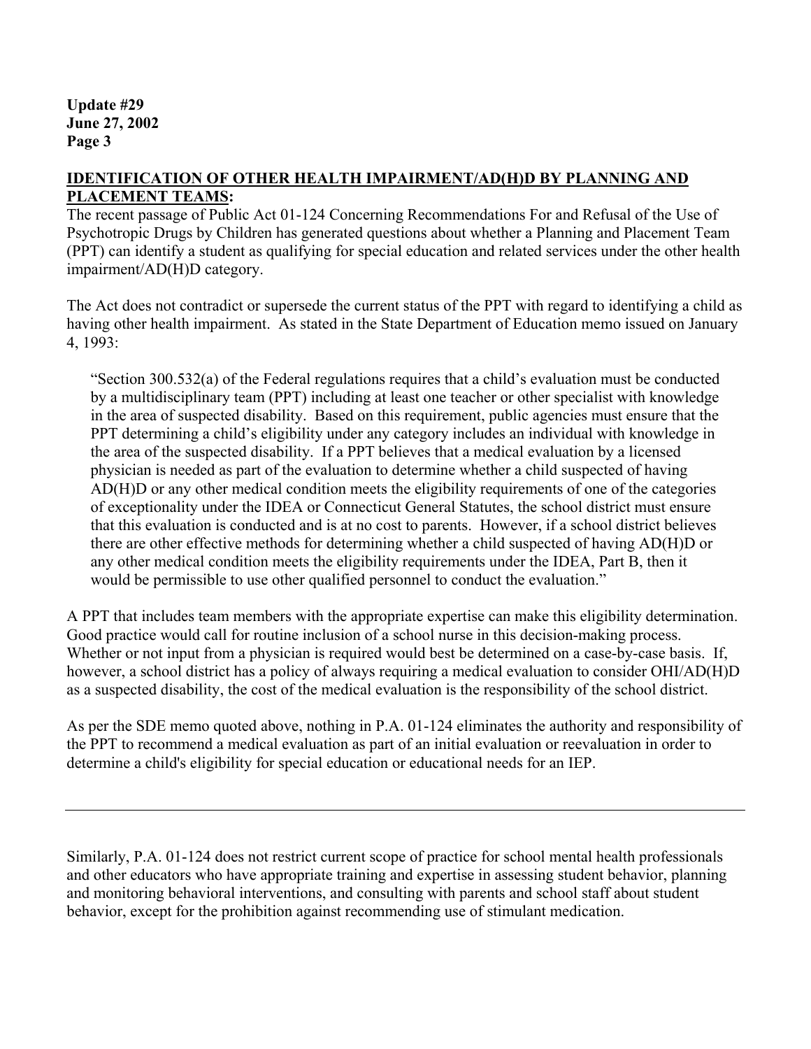## IDENTIFICATION OF OTHER HEALTH IMPAIRMENT/AD(H)D BY PLANNING AND PLACEMENT TEAMS:

The recent passage of Public Act 01-124 Concerning Recommendations For and Refusal of the Use of Psychotropic Drugs by Children has generated questions about whether a Planning and Placement Team (PPT) can identify a student as qualifying for special education and related services under the other health impairment/AD(H)D category.

The Act does not contradict or supersede the current status of the PPT with regard to identifying a child as having other health impairment. As stated in the State Department of Education memo issued on January 4, 1993:

> "Section 300.532(a) of the Federal regulations requires that a child's evaluation must be conducted by a multidisciplinary team (PPT) including at least one teacher or other specialist with knowledge in the area of suspected disability. Based on this requirement, public agencies must ensure that the PPT determining a child's eligibility under any category includes an individual with knowledge in the area of the suspected disability. If a PPT believes that a medical evaluation by a licensed physician is needed as part of the evaluation to determine whether a child suspected of having AD(H)D or any other medical condition meets the eligibility requirements of one of the categories of exceptionality under the IDEA or Connecticut General Statutes, the school district must ensure that this evaluation is conducted and is at no cost to parents. However, if a school district believes there are other effective methods for determining whether a child suspected of having AD(H)D or any other medical condition meets the eligibility requirements under the IDEA, Part B, then it would be permissible to use other qualified personnel to conduct the evaluation."

A PPT that includes team members with the appropriate expertise can make this eligibility determination. Good practice would call for routine inclusion of a school nurse in this decision-making process. Whether or not input from a physician is required would best be determined on a case-by-case basis. If, however, a school district has a policy of always requiring a medical evaluation to consider OHI/AD(H)D as a suspected disability, the cost of the medical evaluation is the responsibility of the school district.

As per the SDE memo quoted above, nothing in P.A. 01-124 eliminates the authority and responsibility of the PPT to recommend a medical evaluation as part of an initial evaluation or reevaluation in order to determine a child's eligibility for special education or educational needs for an IEP.

---

Similarly, P.A. 01-124 does not restrict current scope of practice for school mental health professionals and other educators who have appropriate training and expertise in assessing student behavior, planning and monitoring behavioral interventions, and consulting with parents and school staff about student behavior, except for the prohibition against recommending use of stimulant medication.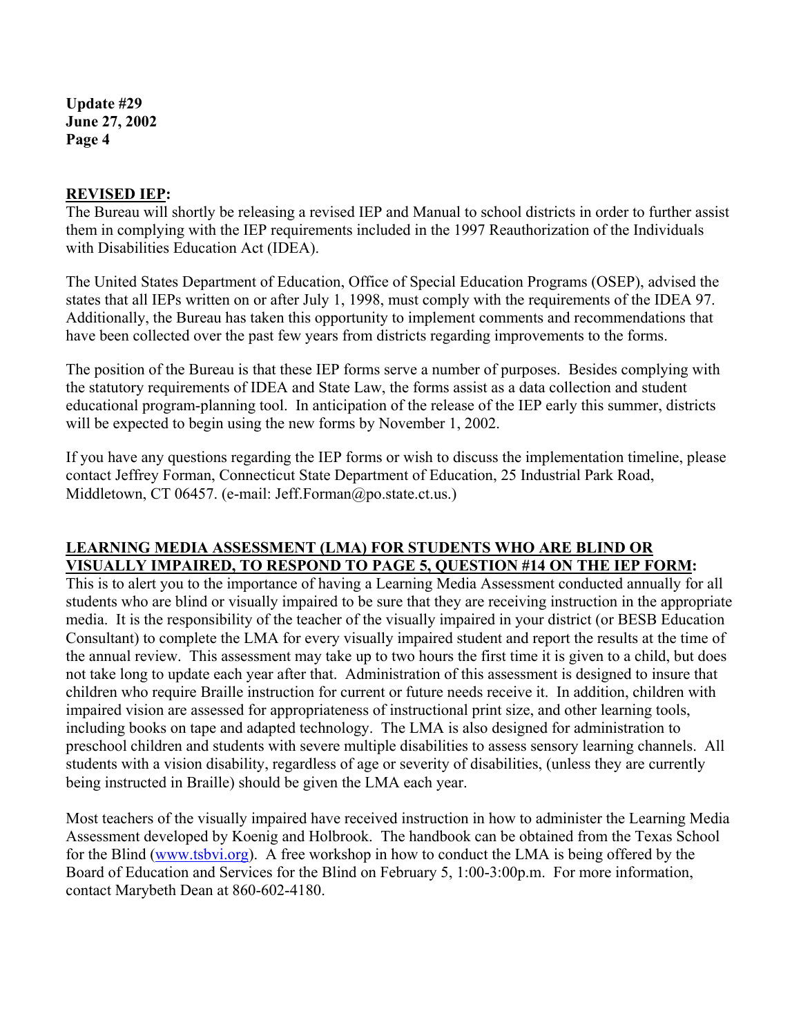## REVISED IEP:

The Bureau will shortly be releasing a revised IEP and Manual to school districts in order to further assist them in complying with the IEP requirements included in the 1997 Reauthorization of the Individuals with Disabilities Education Act (IDEA).

The United States Department of Education, Office of Special Education Programs (OSEP), advised the states that all IEPs written on or after July 1, 1998, must comply with the requirements of the IDEA 97. Additionally, the Bureau has taken this opportunity to implement comments and recommendations that have been collected over the past few years from districts regarding improvements to the forms.

The position of the Bureau is that these IEP forms serve a number of purposes. Besides complying with the statutory requirements of IDEA and State Law, the forms assist as a data collection and student educational program-planning tool. In anticipation of the release of the IEP early this summer, districts will be expected to begin using the new forms by November 1, 2002.

If you have any questions regarding the IEP forms or wish to discuss the implementation timeline, please contact Jeffrey Forman, Connecticut State Department of Education, 25 Industrial Park Road, Middletown, CT 06457. (e-mail: Jeff.Forman@po.state.ct.us.)

## LEARNING MEDIA ASSESSMENT (LMA) FOR STUDENTS WHO ARE BLIND OR VISUALLY IMPAIRED, TO RESPOND TO PAGE 5, QUESTION #14 ON THE IEP FORM:

This is to alert you to the importance of having a Learning Media Assessment conducted annually for all students who are blind or visually impaired to be sure that they are receiving instruction in the appropriate media. It is the responsibility of the teacher of the visually impaired in your district (or BESB Education Consultant) to complete the LMA for every visually impaired student and report the results at the time of the annual review. This assessment may take up to two hours the first time it is given to a child, but does not take long to update each year after that. Administration of this assessment is designed to insure that children who require Braille instruction for current or future needs receive it. In addition, children with impaired vision are assessed for appropriateness of instructional print size, and other learning tools, including books on tape and adapted technology. The LMA is also designed for administration to preschool children and students with severe multiple disabilities to assess sensory learning channels. All students with a vision disability, regardless of age or severity of disabilities, (unless they are currently being instructed in Braille) should be given the LMA each year.

Most teachers of the visually impaired have received instruction in how to administer the Learning Media Assessment developed by Koenig and Holbrook. The handbook can be obtained from the Texas School for the Blind (www.tsbvi.org). A free workshop in how to conduct the LMA is being offered by the Board of Education and Services for the Blind on February 5, 1:00-3:00p.m. For more information, contact Marybeth Dean at 860-602-4180.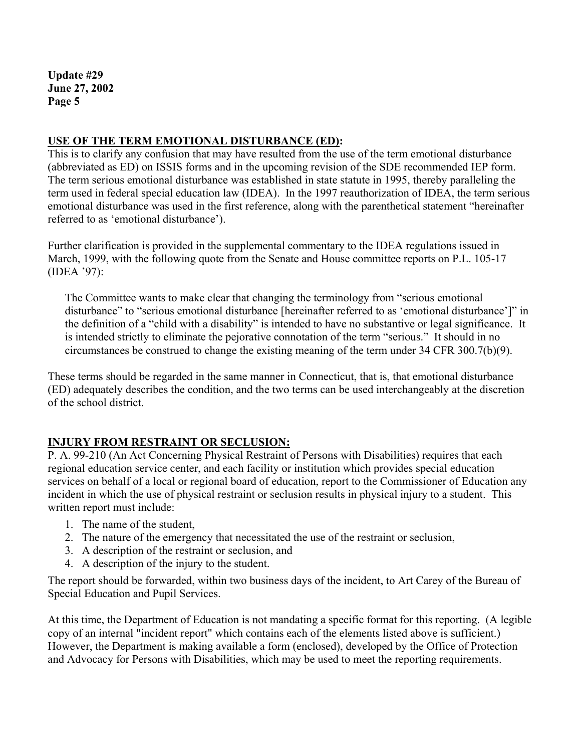## USE OF THE TERM EMOTIONAL DISTURBANCE (ED):

This is to clarify any confusion that may have resulted from the use of the term emotional disturbance (abbreviated as ED) on ISSIS forms and in the upcoming revision of the SDE recommended IEP form. The term serious emotional disturbance was established in state statute in 1995, thereby paralleling the term used in federal special education law (IDEA). In the 1997 reauthorization of IDEA, the term serious emotional disturbance was used in the first reference, along with the parenthetical statement "hereinafter referred to as 'emotional disturbance').

Further clarification is provided in the supplemental commentary to the IDEA regulations issued in March, 1999, with the following quote from the Senate and House committee reports on P.L. 105-17 (IDEA '97):

> The Committee wants to make clear that changing the terminology from "serious emotional disturbance" to "serious emotional disturbance [hereinafter referred to as 'emotional disturbance']" in the definition of a "child with a disability" is intended to have no substantive or legal significance. It is intended strictly to eliminate the pejorative connotation of the term "serious." It should in no circumstances be construed to change the existing meaning of the term under 34 CFR 300.7(b)(9).

These terms should be regarded in the same manner in Connecticut, that is, that emotional disturbance (ED) adequately describes the condition, and the two terms can be used interchangeably at the discretion of the school district.

## INJURY FROM RESTRAINT OR SECLUSION:

P. A. 99-210 (An Act Concerning Physical Restraint of Persons with Disabilities) requires that each regional education service center, and each facility or institution which provides special education services on behalf of a local or regional board of education, report to the Commissioner of Education any incident in which the use of physical restraint or seclusion results in physical injury to a student. This written report must include:

1. The name of the student,
2. The nature of the emergency that necessitated the use of the restraint or seclusion,
3. A description of the restraint or seclusion, and
4. A description of the injury to the student.

The report should be forwarded, within two business days of the incident, to Art Carey of the Bureau of Special Education and Pupil Services.

At this time, the Department of Education is not mandating a specific format for this reporting. (A legible copy of an internal "incident report" which contains each of the elements listed above is sufficient.) However, the Department is making available a form (enclosed), developed by the Office of Protection and Advocacy for Persons with Disabilities, which may be used to meet the reporting requirements.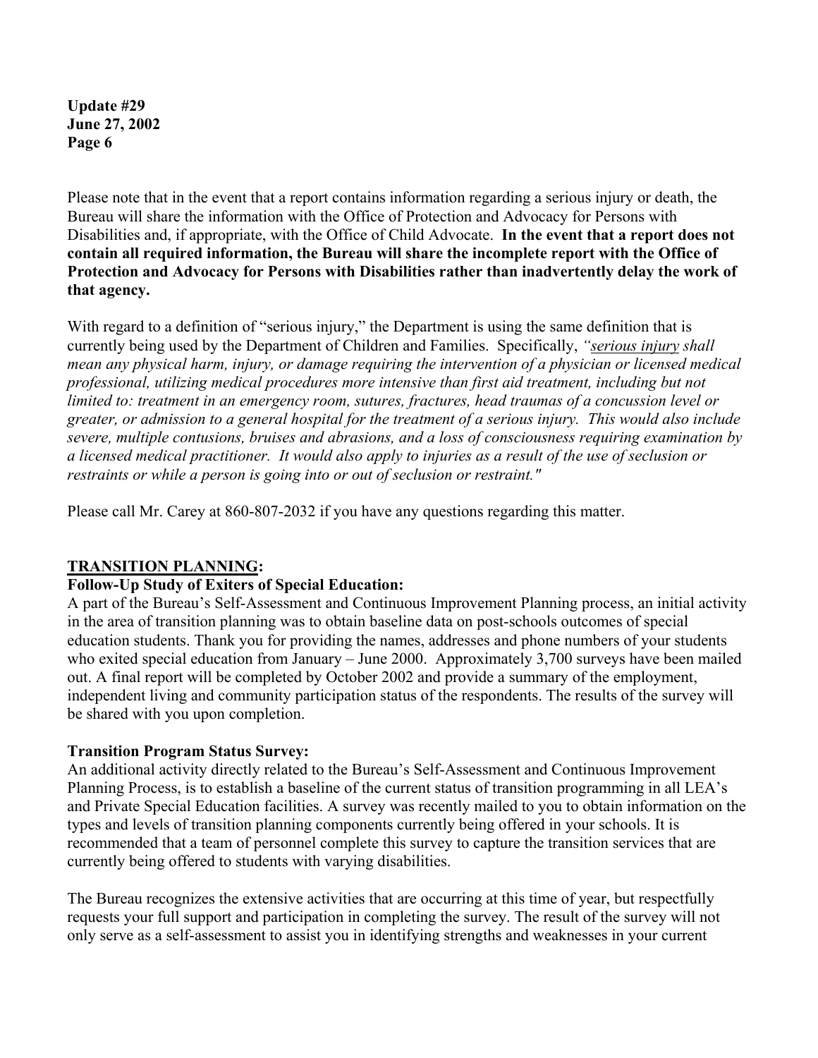Please note that in the event that a report contains information regarding a serious injury or death, the Bureau will share the information with the Office of Protection and Advocacy for Persons with Disabilities and, if appropriate, with the Office of Child Advocate. **In the event that a report does not contain all required information, the Bureau will share the incomplete report with the Office of Protection and Advocacy for Persons with Disabilities rather than inadvertently delay the work of that agency.**

With regard to a definition of "serious injury," the Department is using the same definition that is currently being used by the Department of Children and Families. Specifically, *"serious injury shall mean any physical harm, injury, or damage requiring the intervention of a physician or licensed medical professional, utilizing medical procedures more intensive than first aid treatment, including but not limited to: treatment in an emergency room, sutures, fractures, head traumas of a concussion level or greater, or admission to a general hospital for the treatment of a serious injury. This would also include severe, multiple contusions, bruises and abrasions, and a loss of consciousness requiring examination by a licensed medical practitioner. It would also apply to injuries as a result of the use of seclusion or restraints or while a person is going into or out of seclusion or restraint."*

Please call Mr. Carey at 860-807-2032 if you have any questions regarding this matter.

## TRANSITION PLANNING:

### Follow-Up Study of Exiters of Special Education:

A part of the Bureau's Self-Assessment and Continuous Improvement Planning process, an initial activity in the area of transition planning was to obtain baseline data on post-schools outcomes of special education students. Thank you for providing the names, addresses and phone numbers of your students who exited special education from January – June 2000. Approximately 3,700 surveys have been mailed out. A final report will be completed by October 2002 and provide a summary of the employment, independent living and community participation status of the respondents. The results of the survey will be shared with you upon completion.

### Transition Program Status Survey:

An additional activity directly related to the Bureau's Self-Assessment and Continuous Improvement Planning Process, is to establish a baseline of the current status of transition programming in all LEA's and Private Special Education facilities. A survey was recently mailed to you to obtain information on the types and levels of transition planning components currently being offered in your schools. It is recommended that a team of personnel complete this survey to capture the transition services that are currently being offered to students with varying disabilities.

The Bureau recognizes the extensive activities that are occurring at this time of year, but respectfully requests your full support and participation in completing the survey. The result of the survey will not only serve as a self-assessment to assist you in identifying strengths and weaknesses in your current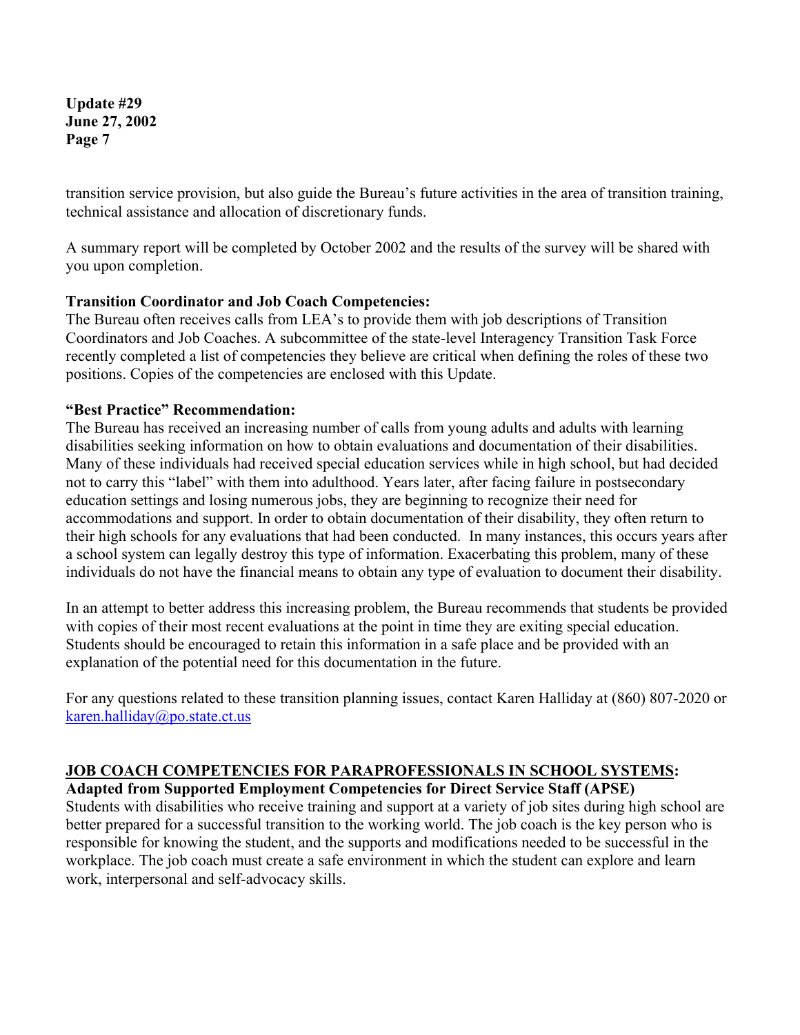transition service provision, but also guide the Bureau's future activities in the area of transition training, technical assistance and allocation of discretionary funds.

A summary report will be completed by October 2002 and the results of the survey will be shared with you upon completion.

**Transition Coordinator and Job Coach Competencies:**
The Bureau often receives calls from LEA's to provide them with job descriptions of Transition Coordinators and Job Coaches. A subcommittee of the state-level Interagency Transition Task Force recently completed a list of competencies they believe are critical when defining the roles of these two positions. Copies of the competencies are enclosed with this Update.

**"Best Practice" Recommendation:**
The Bureau has received an increasing number of calls from young adults and adults with learning disabilities seeking information on how to obtain evaluations and documentation of their disabilities. Many of these individuals had received special education services while in high school, but had decided not to carry this "label" with them into adulthood. Years later, after facing failure in postsecondary education settings and losing numerous jobs, they are beginning to recognize their need for accommodations and support. In order to obtain documentation of their disability, they often return to their high schools for any evaluations that had been conducted. In many instances, this occurs years after a school system can legally destroy this type of information. Exacerbating this problem, many of these individuals do not have the financial means to obtain any type of evaluation to document their disability.

In an attempt to better address this increasing problem, the Bureau recommends that students be provided with copies of their most recent evaluations at the point in time they are exiting special education. Students should be encouraged to retain this information in a safe place and be provided with an explanation of the potential need for this documentation in the future.

For any questions related to these transition planning issues, contact Karen Halliday at (860) 807-2020 or karen.halliday@po.state.ct.us

## JOB COACH COMPETENCIES FOR PARAPROFESSIONALS IN SCHOOL SYSTEMS:

**Adapted from Supported Employment Competencies for Direct Service Staff (APSE)**

Students with disabilities who receive training and support at a variety of job sites during high school are better prepared for a successful transition to the working world. The job coach is the key person who is responsible for knowing the student, and the supports and modifications needed to be successful in the workplace. The job coach must create a safe environment in which the student can explore and learn work, interpersonal and self-advocacy skills.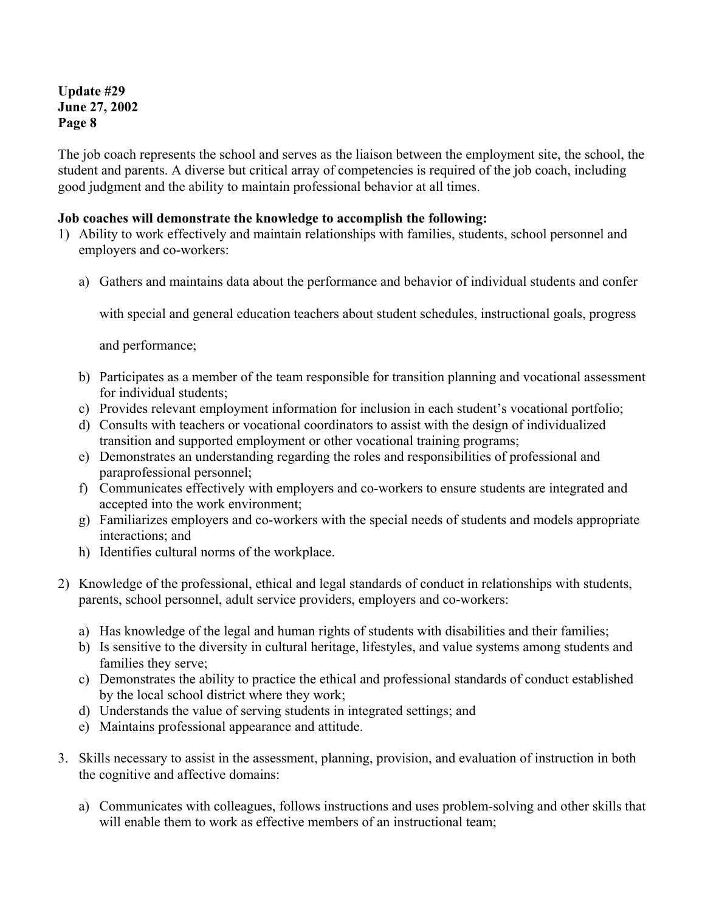The job coach represents the school and serves as the liaison between the employment site, the school, the student and parents. A diverse but critical array of competencies is required of the job coach, including good judgment and the ability to maintain professional behavior at all times.

**Job coaches will demonstrate the knowledge to accomplish the following:**

1) Ability to work effectively and maintain relationships with families, students, school personnel and employers and co-workers:

   a) Gathers and maintains data about the performance and behavior of individual students and confer with special and general education teachers about student schedules, instructional goals, progress and performance;
   b) Participates as a member of the team responsible for transition planning and vocational assessment for individual students;
   c) Provides relevant employment information for inclusion in each student's vocational portfolio;
   d) Consults with teachers or vocational coordinators to assist with the design of individualized transition and supported employment or other vocational training programs;
   e) Demonstrates an understanding regarding the roles and responsibilities of professional and paraprofessional personnel;
   f) Communicates effectively with employers and co-workers to ensure students are integrated and accepted into the work environment;
   g) Familiarizes employers and co-workers with the special needs of students and models appropriate interactions; and
   h) Identifies cultural norms of the workplace.

2) Knowledge of the professional, ethical and legal standards of conduct in relationships with students, parents, school personnel, adult service providers, employers and co-workers:

   a) Has knowledge of the legal and human rights of students with disabilities and their families;
   b) Is sensitive to the diversity in cultural heritage, lifestyles, and value systems among students and families they serve;
   c) Demonstrates the ability to practice the ethical and professional standards of conduct established by the local school district where they work;
   d) Understands the value of serving students in integrated settings; and
   e) Maintains professional appearance and attitude.

3. Skills necessary to assist in the assessment, planning, provision, and evaluation of instruction in both the cognitive and affective domains:

   a) Communicates with colleagues, follows instructions and uses problem-solving and other skills that will enable them to work as effective members of an instructional team;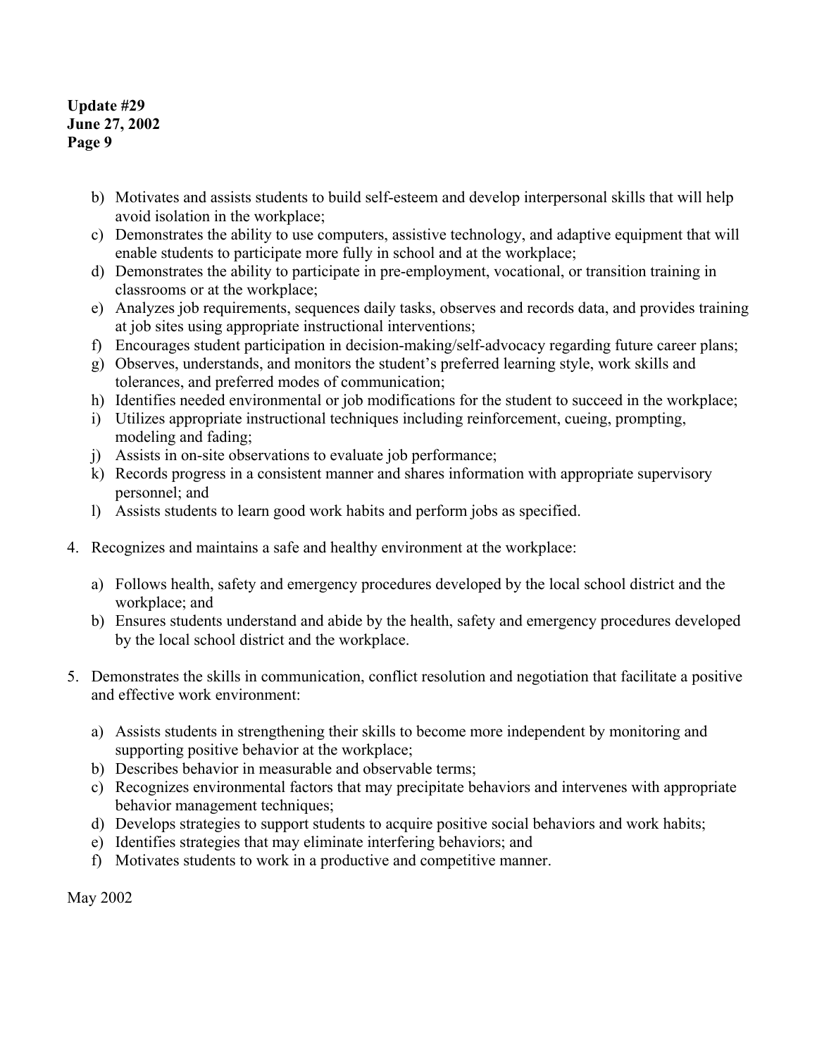b) Motivates and assists students to build self-esteem and develop interpersonal skills that will help avoid isolation in the workplace;
c) Demonstrates the ability to use computers, assistive technology, and adaptive equipment that will enable students to participate more fully in school and at the workplace;
d) Demonstrates the ability to participate in pre-employment, vocational, or transition training in classrooms or at the workplace;
e) Analyzes job requirements, sequences daily tasks, observes and records data, and provides training at job sites using appropriate instructional interventions;
f) Encourages student participation in decision-making/self-advocacy regarding future career plans;
g) Observes, understands, and monitors the student's preferred learning style, work skills and tolerances, and preferred modes of communication;
h) Identifies needed environmental or job modifications for the student to succeed in the workplace;
i) Utilizes appropriate instructional techniques including reinforcement, cueing, prompting, modeling and fading;
j) Assists in on-site observations to evaluate job performance;
k) Records progress in a consistent manner and shares information with appropriate supervisory personnel; and
l) Assists students to learn good work habits and perform jobs as specified.

4. Recognizes and maintains a safe and healthy environment at the workplace:

   a) Follows health, safety and emergency procedures developed by the local school district and the workplace; and
   b) Ensures students understand and abide by the health, safety and emergency procedures developed by the local school district and the workplace.

5. Demonstrates the skills in communication, conflict resolution and negotiation that facilitate a positive and effective work environment:

   a) Assists students in strengthening their skills to become more independent by monitoring and supporting positive behavior at the workplace;
   b) Describes behavior in measurable and observable terms;
   c) Recognizes environmental factors that may precipitate behaviors and intervenes with appropriate behavior management techniques;
   d) Develops strategies to support students to acquire positive social behaviors and work habits;
   e) Identifies strategies that may eliminate interfering behaviors; and
   f) Motivates students to work in a productive and competitive manner.

May 2002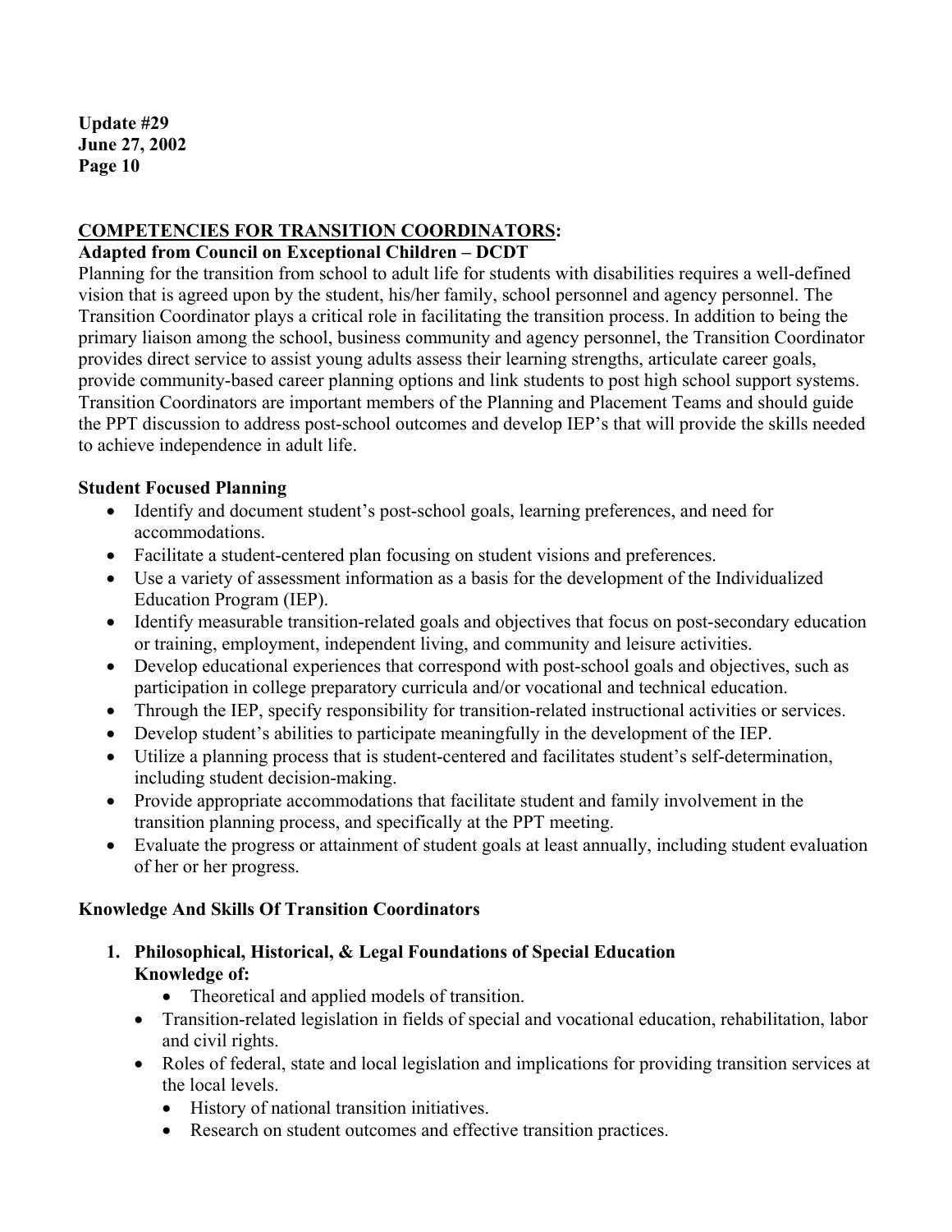## COMPETENCIES FOR TRANSITION COORDINATORS:

**Adapted from Council on Exceptional Children – DCDT**

Planning for the transition from school to adult life for students with disabilities requires a well-defined vision that is agreed upon by the student, his/her family, school personnel and agency personnel. The Transition Coordinator plays a critical role in facilitating the transition process. In addition to being the primary liaison among the school, business community and agency personnel, the Transition Coordinator provides direct service to assist young adults assess their learning strengths, articulate career goals, provide community-based career planning options and link students to post high school support systems. Transition Coordinators are important members of the Planning and Placement Teams and should guide the PPT discussion to address post-school outcomes and develop IEP's that will provide the skills needed to achieve independence in adult life.

### Student Focused Planning

- Identify and document student's post-school goals, learning preferences, and need for accommodations.
- Facilitate a student-centered plan focusing on student visions and preferences.
- Use a variety of assessment information as a basis for the development of the Individualized Education Program (IEP).
- Identify measurable transition-related goals and objectives that focus on post-secondary education or training, employment, independent living, and community and leisure activities.
- Develop educational experiences that correspond with post-school goals and objectives, such as participation in college preparatory curricula and/or vocational and technical education.
- Through the IEP, specify responsibility for transition-related instructional activities or services.
- Develop student's abilities to participate meaningfully in the development of the IEP.
- Utilize a planning process that is student-centered and facilitates student's self-determination, including student decision-making.
- Provide appropriate accommodations that facilitate student and family involvement in the transition planning process, and specifically at the PPT meeting.
- Evaluate the progress or attainment of student goals at least annually, including student evaluation of her or her progress.

### Knowledge And Skills Of Transition Coordinators

1. **Philosophical, Historical, & Legal Foundations of Special Education**
   **Knowledge of:**
   - Theoretical and applied models of transition.
   - Transition-related legislation in fields of special and vocational education, rehabilitation, labor and civil rights.
   - Roles of federal, state and local legislation and implications for providing transition services at the local levels.
   - History of national transition initiatives.
   - Research on student outcomes and effective transition practices.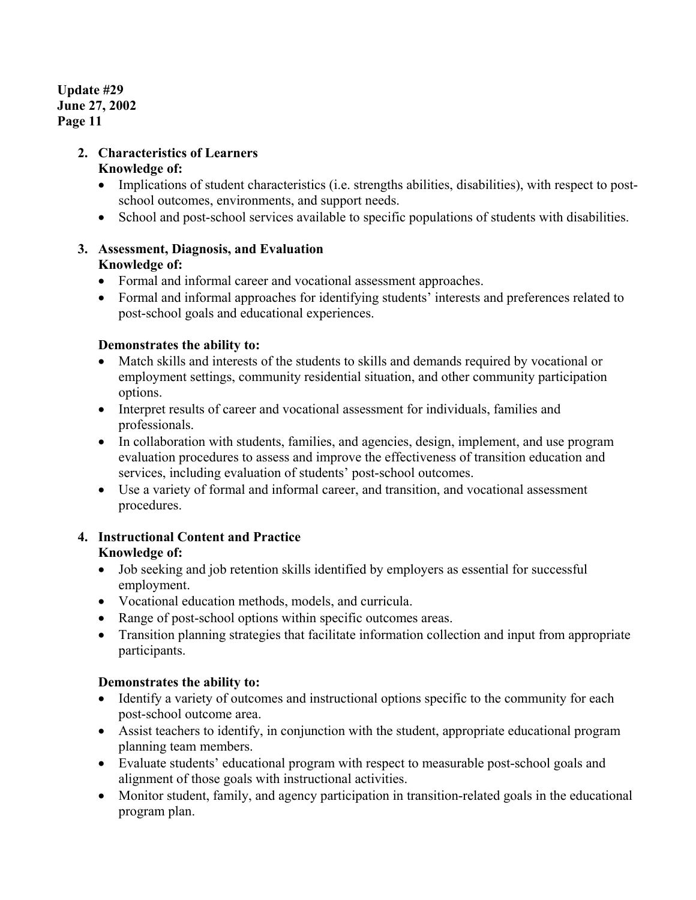2. **Characteristics of Learners**
   **Knowledge of:**
   - Implications of student characteristics (i.e. strengths abilities, disabilities), with respect to post-school outcomes, environments, and support needs.
   - School and post-school services available to specific populations of students with disabilities.

3. **Assessment, Diagnosis, and Evaluation**
   **Knowledge of:**
   - Formal and informal career and vocational assessment approaches.
   - Formal and informal approaches for identifying students' interests and preferences related to post-school goals and educational experiences.

   **Demonstrates the ability to:**
   - Match skills and interests of the students to skills and demands required by vocational or employment settings, community residential situation, and other community participation options.
   - Interpret results of career and vocational assessment for individuals, families and professionals.
   - In collaboration with students, families, and agencies, design, implement, and use program evaluation procedures to assess and improve the effectiveness of transition education and services, including evaluation of students' post-school outcomes.
   - Use a variety of formal and informal career, and transition, and vocational assessment procedures.

4. **Instructional Content and Practice**
   **Knowledge of:**
   - Job seeking and job retention skills identified by employers as essential for successful employment.
   - Vocational education methods, models, and curricula.
   - Range of post-school options within specific outcomes areas.
   - Transition planning strategies that facilitate information collection and input from appropriate participants.

   **Demonstrates the ability to:**
   - Identify a variety of outcomes and instructional options specific to the community for each post-school outcome area.
   - Assist teachers to identify, in conjunction with the student, appropriate educational program planning team members.
   - Evaluate students' educational program with respect to measurable post-school goals and alignment of those goals with instructional activities.
   - Monitor student, family, and agency participation in transition-related goals in the educational program plan.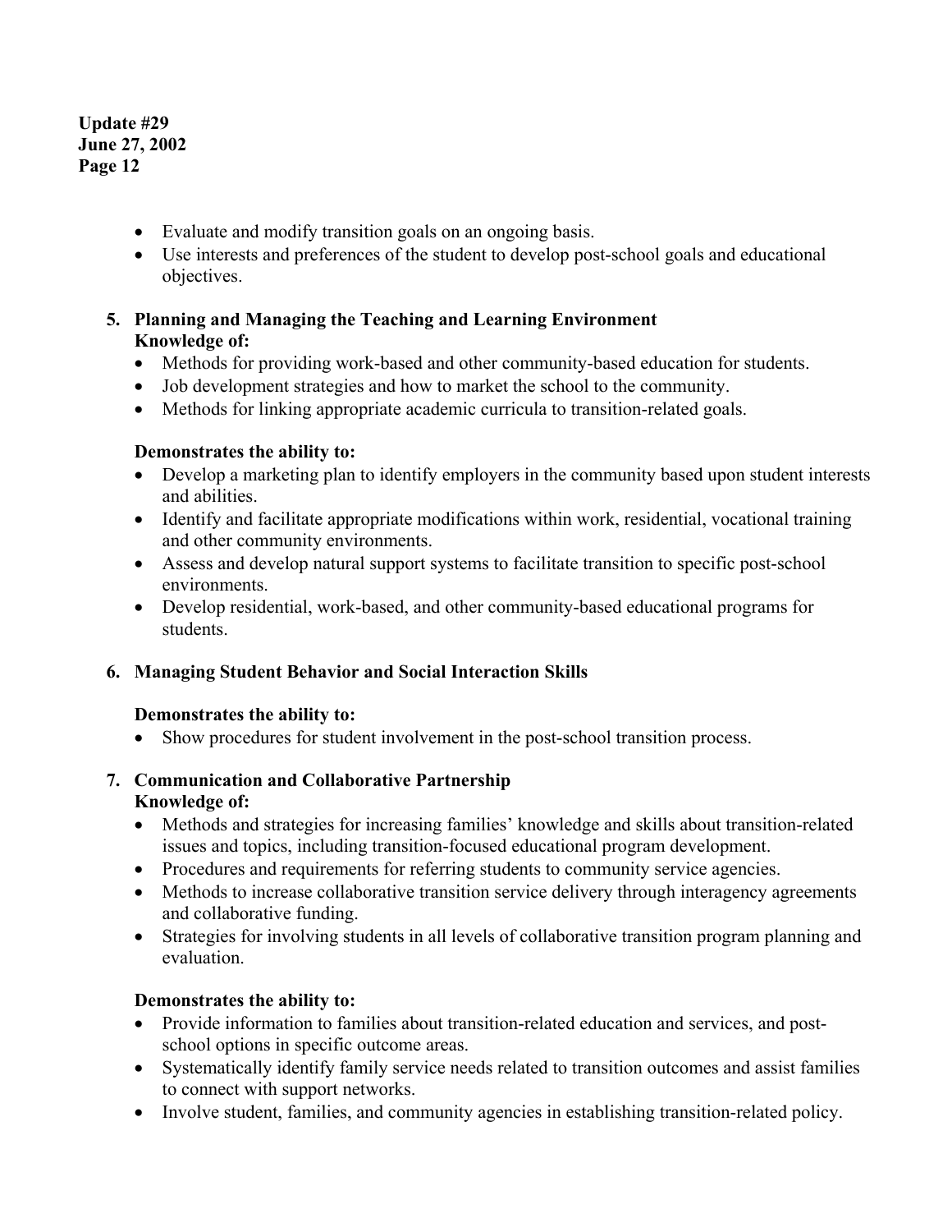- Evaluate and modify transition goals on an ongoing basis.
- Use interests and preferences of the student to develop post-school goals and educational objectives.

5. **Planning and Managing the Teaching and Learning Environment**
   **Knowledge of:**
   - Methods for providing work-based and other community-based education for students.
   - Job development strategies and how to market the school to the community.
   - Methods for linking appropriate academic curricula to transition-related goals.

   **Demonstrates the ability to:**
   - Develop a marketing plan to identify employers in the community based upon student interests and abilities.
   - Identify and facilitate appropriate modifications within work, residential, vocational training and other community environments.
   - Assess and develop natural support systems to facilitate transition to specific post-school environments.
   - Develop residential, work-based, and other community-based educational programs for students.

6. **Managing Student Behavior and Social Interaction Skills**

   **Demonstrates the ability to:**
   - Show procedures for student involvement in the post-school transition process.

7. **Communication and Collaborative Partnership**
   **Knowledge of:**
   - Methods and strategies for increasing families' knowledge and skills about transition-related issues and topics, including transition-focused educational program development.
   - Procedures and requirements for referring students to community service agencies.
   - Methods to increase collaborative transition service delivery through interagency agreements and collaborative funding.
   - Strategies for involving students in all levels of collaborative transition program planning and evaluation.

   **Demonstrates the ability to:**
   - Provide information to families about transition-related education and services, and post-school options in specific outcome areas.
   - Systematically identify family service needs related to transition outcomes and assist families to connect with support networks.
   - Involve student, families, and community agencies in establishing transition-related policy.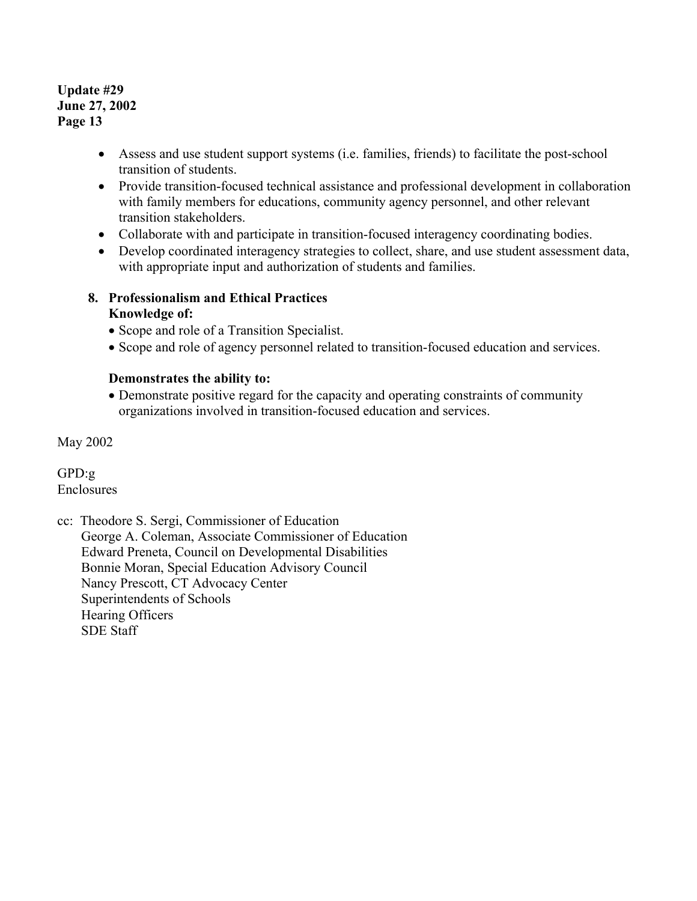- Assess and use student support systems (i.e. families, friends) to facilitate the post-school transition of students.
- Provide transition-focused technical assistance and professional development in collaboration with family members for educations, community agency personnel, and other relevant transition stakeholders.
- Collaborate with and participate in transition-focused interagency coordinating bodies.
- Develop coordinated interagency strategies to collect, share, and use student assessment data, with appropriate input and authorization of students and families.

8. **Professionalism and Ethical Practices**
   **Knowledge of:**
   - Scope and role of a Transition Specialist.
   - Scope and role of agency personnel related to transition-focused education and services.

   **Demonstrates the ability to:**
   - Demonstrate positive regard for the capacity and operating constraints of community organizations involved in transition-focused education and services.

May 2002

GPD:g
Enclosures

cc: Theodore S. Sergi, Commissioner of Education
George A. Coleman, Associate Commissioner of Education
Edward Preneta, Council on Developmental Disabilities
Bonnie Moran, Special Education Advisory Council
Nancy Prescott, CT Advocacy Center
Superintendents of Schools
Hearing Officers
SDE Staff